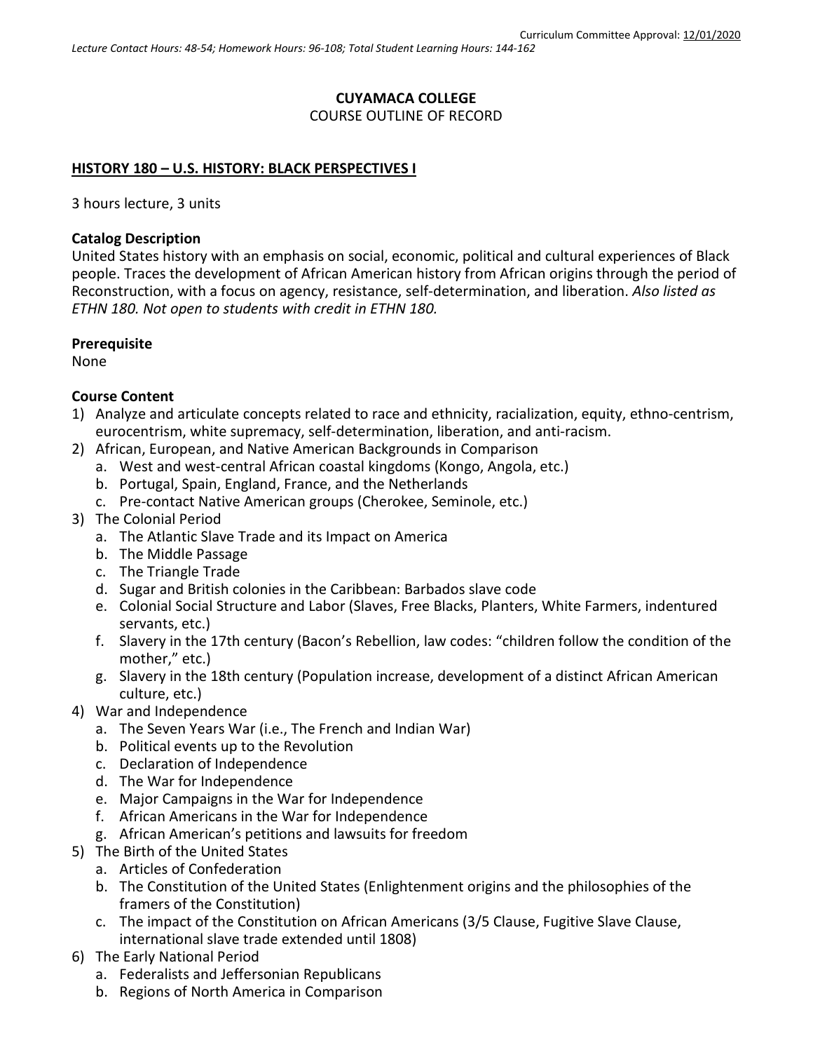Curriculum Committee Approval: 12/01/2020

*Lecture Contact Hours: 48-54; Homework Hours: 96-108; Total Student Learning Hours: 144-162*

**CUYAMACA COLLEGE**

COURSE OUTLINE OF RECORD

**HISTORY 180 – U.S. HISTORY: BLACK PERSPECTIVES I**

3 hours lecture, 3 units

**Catalog Description**

United States history with an emphasis on social, economic, political and cultural experiences of Black people. Traces the development of African American history from African origins through the period of Reconstruction, with a focus on agency, resistance, self-determination, and liberation. *Also listed as ETHN 180. Not open to students with credit in ETHN 180.*

**Prerequisite**

None

**Course Content**

1) Analyze and articulate concepts related to race and ethnicity, racialization, equity, ethno-centrism, eurocentrism, white supremacy, self-determination, liberation, and anti-racism.
2) African, European, and Native American Backgrounds in Comparison
   a. West and west-central African coastal kingdoms (Kongo, Angola, etc.)
   b. Portugal, Spain, England, France, and the Netherlands
   c. Pre-contact Native American groups (Cherokee, Seminole, etc.)
3) The Colonial Period
   a. The Atlantic Slave Trade and its Impact on America
   b. The Middle Passage
   c. The Triangle Trade
   d. Sugar and British colonies in the Caribbean: Barbados slave code
   e. Colonial Social Structure and Labor (Slaves, Free Blacks, Planters, White Farmers, indentured servants, etc.)
   f. Slavery in the 17th century (Bacon's Rebellion, law codes: "children follow the condition of the mother," etc.)
   g. Slavery in the 18th century (Population increase, development of a distinct African American culture, etc.)
4) War and Independence
   a. The Seven Years War (i.e., The French and Indian War)
   b. Political events up to the Revolution
   c. Declaration of Independence
   d. The War for Independence
   e. Major Campaigns in the War for Independence
   f. African Americans in the War for Independence
   g. African American's petitions and lawsuits for freedom
5) The Birth of the United States
   a. Articles of Confederation
   b. The Constitution of the United States (Enlightenment origins and the philosophies of the framers of the Constitution)
   c. The impact of the Constitution on African Americans (3/5 Clause, Fugitive Slave Clause, international slave trade extended until 1808)
6) The Early National Period
   a. Federalists and Jeffersonian Republicans
   b. Regions of North America in Comparison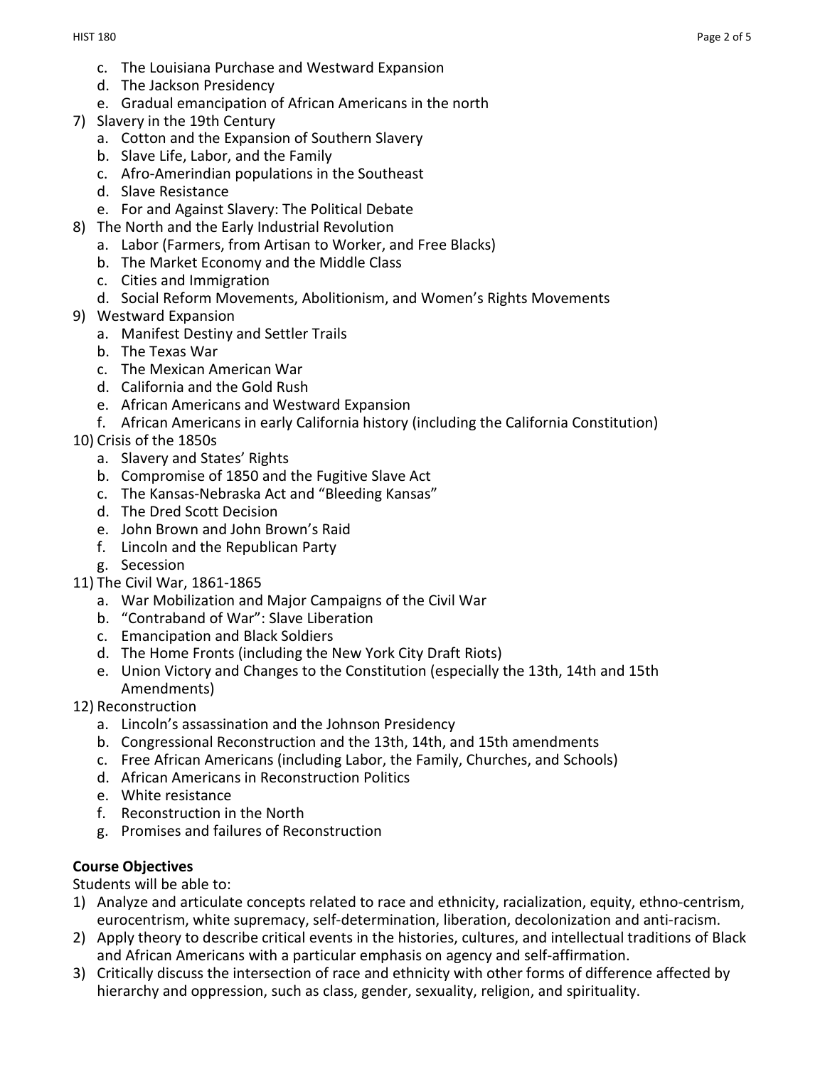c. The Louisiana Purchase and Westward Expansion
    d. The Jackson Presidency
    e. Gradual emancipation of African Americans in the north
7) Slavery in the 19th Century
    a. Cotton and the Expansion of Southern Slavery
    b. Slave Life, Labor, and the Family
    c. Afro-Amerindian populations in the Southeast
    d. Slave Resistance
    e. For and Against Slavery: The Political Debate
8) The North and the Early Industrial Revolution
    a. Labor (Farmers, from Artisan to Worker, and Free Blacks)
    b. The Market Economy and the Middle Class
    c. Cities and Immigration
    d. Social Reform Movements, Abolitionism, and Women's Rights Movements
9) Westward Expansion
    a. Manifest Destiny and Settler Trails
    b. The Texas War
    c. The Mexican American War
    d. California and the Gold Rush
    e. African Americans and Westward Expansion
    f. African Americans in early California history (including the California Constitution)
10) Crisis of the 1850s
    a. Slavery and States' Rights
    b. Compromise of 1850 and the Fugitive Slave Act
    c. The Kansas-Nebraska Act and "Bleeding Kansas"
    d. The Dred Scott Decision
    e. John Brown and John Brown's Raid
    f. Lincoln and the Republican Party
    g. Secession
11) The Civil War, 1861-1865
    a. War Mobilization and Major Campaigns of the Civil War
    b. "Contraband of War": Slave Liberation
    c. Emancipation and Black Soldiers
    d. The Home Fronts (including the New York City Draft Riots)
    e. Union Victory and Changes to the Constitution (especially the 13th, 14th and 15th Amendments)
12) Reconstruction
    a. Lincoln's assassination and the Johnson Presidency
    b. Congressional Reconstruction and the 13th, 14th, and 15th amendments
    c. Free African Americans (including Labor, the Family, Churches, and Schools)
    d. African Americans in Reconstruction Politics
    e. White resistance
    f. Reconstruction in the North
    g. Promises and failures of Reconstruction

**Course Objectives**

Students will be able to:

1) Analyze and articulate concepts related to race and ethnicity, racialization, equity, ethno-centrism, eurocentrism, white supremacy, self-determination, liberation, decolonization and anti-racism.
2) Apply theory to describe critical events in the histories, cultures, and intellectual traditions of Black and African Americans with a particular emphasis on agency and self-affirmation.
3) Critically discuss the intersection of race and ethnicity with other forms of difference affected by hierarchy and oppression, such as class, gender, sexuality, religion, and spirituality.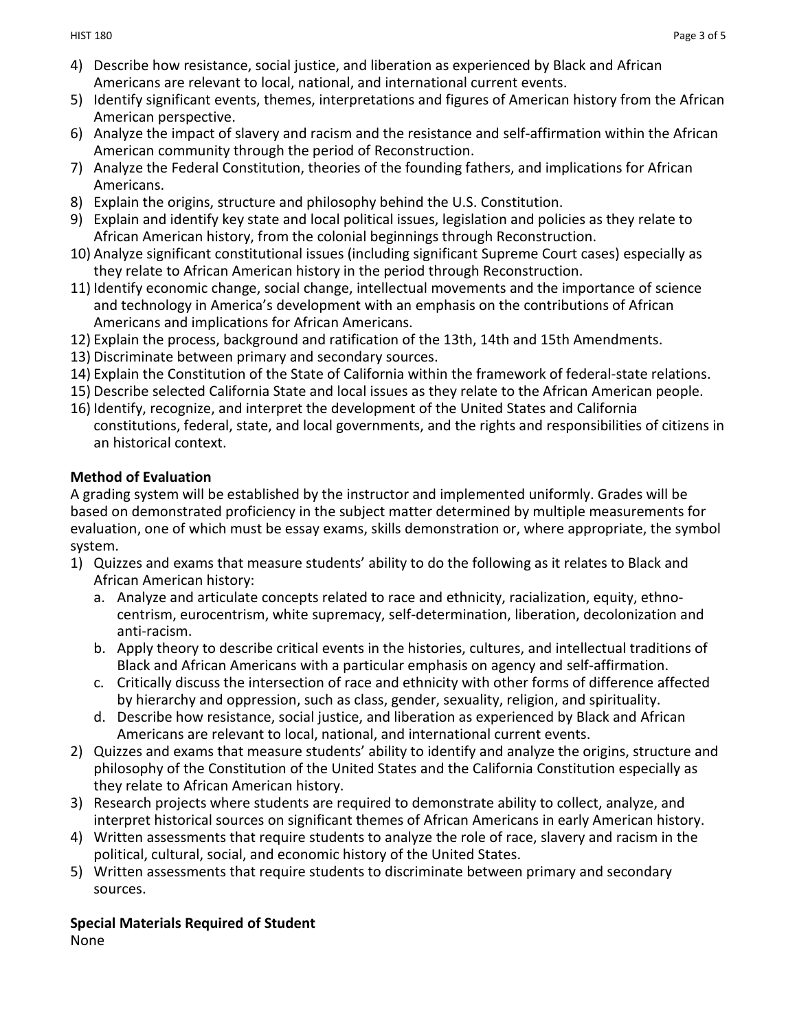4) Describe how resistance, social justice, and liberation as experienced by Black and African Americans are relevant to local, national, and international current events.
5) Identify significant events, themes, interpretations and figures of American history from the African American perspective.
6) Analyze the impact of slavery and racism and the resistance and self-affirmation within the African American community through the period of Reconstruction.
7) Analyze the Federal Constitution, theories of the founding fathers, and implications for African Americans.
8) Explain the origins, structure and philosophy behind the U.S. Constitution.
9) Explain and identify key state and local political issues, legislation and policies as they relate to African American history, from the colonial beginnings through Reconstruction.
10) Analyze significant constitutional issues (including significant Supreme Court cases) especially as they relate to African American history in the period through Reconstruction.
11) Identify economic change, social change, intellectual movements and the importance of science and technology in America's development with an emphasis on the contributions of African Americans and implications for African Americans.
12) Explain the process, background and ratification of the 13th, 14th and 15th Amendments.
13) Discriminate between primary and secondary sources.
14) Explain the Constitution of the State of California within the framework of federal-state relations.
15) Describe selected California State and local issues as they relate to the African American people.
16) Identify, recognize, and interpret the development of the United States and California constitutions, federal, state, and local governments, and the rights and responsibilities of citizens in an historical context.

**Method of Evaluation**

A grading system will be established by the instructor and implemented uniformly. Grades will be based on demonstrated proficiency in the subject matter determined by multiple measurements for evaluation, one of which must be essay exams, skills demonstration or, where appropriate, the symbol system.

1) Quizzes and exams that measure students' ability to do the following as it relates to Black and African American history:
   a. Analyze and articulate concepts related to race and ethnicity, racialization, equity, ethno-centrism, eurocentrism, white supremacy, self-determination, liberation, decolonization and anti-racism.
   b. Apply theory to describe critical events in the histories, cultures, and intellectual traditions of Black and African Americans with a particular emphasis on agency and self-affirmation.
   c. Critically discuss the intersection of race and ethnicity with other forms of difference affected by hierarchy and oppression, such as class, gender, sexuality, religion, and spirituality.
   d. Describe how resistance, social justice, and liberation as experienced by Black and African Americans are relevant to local, national, and international current events.
2) Quizzes and exams that measure students' ability to identify and analyze the origins, structure and philosophy of the Constitution of the United States and the California Constitution especially as they relate to African American history.
3) Research projects where students are required to demonstrate ability to collect, analyze, and interpret historical sources on significant themes of African Americans in early American history.
4) Written assessments that require students to analyze the role of race, slavery and racism in the political, cultural, social, and economic history of the United States.
5) Written assessments that require students to discriminate between primary and secondary sources.

**Special Materials Required of Student**

None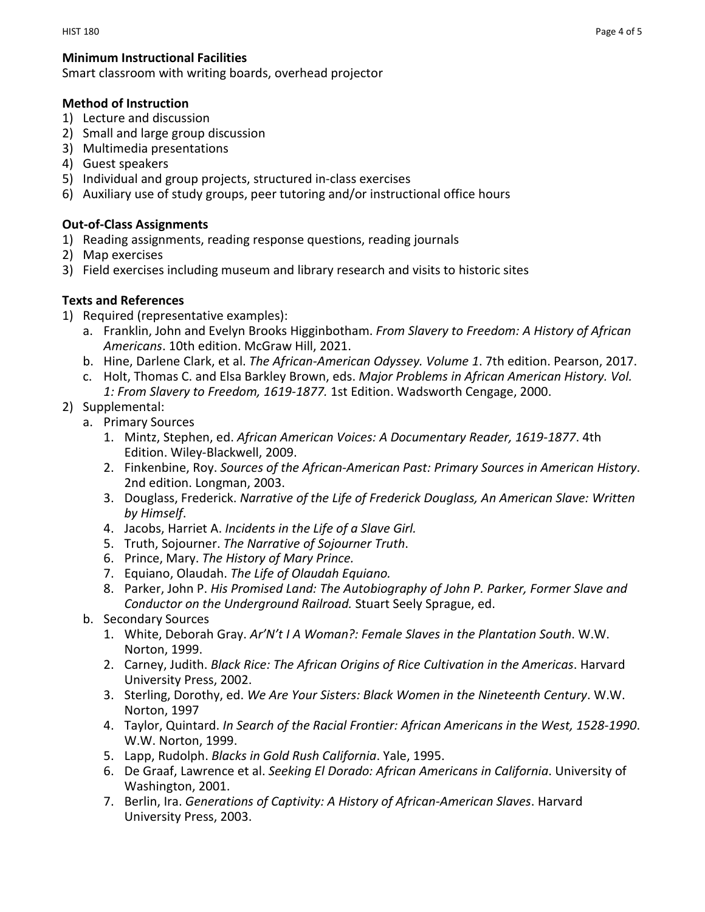**Minimum Instructional Facilities**
Smart classroom with writing boards, overhead projector

**Method of Instruction**
1) Lecture and discussion
2) Small and large group discussion
3) Multimedia presentations
4) Guest speakers
5) Individual and group projects, structured in-class exercises
6) Auxiliary use of study groups, peer tutoring and/or instructional office hours

**Out-of-Class Assignments**
1) Reading assignments, reading response questions, reading journals
2) Map exercises
3) Field exercises including museum and library research and visits to historic sites

**Texts and References**
1) Required (representative examples):
   a. Franklin, John and Evelyn Brooks Higginbotham. *From Slavery to Freedom: A History of African Americans*. 10th edition. McGraw Hill, 2021.
   b. Hine, Darlene Clark, et al. *The African-American Odyssey. Volume 1*. 7th edition. Pearson, 2017.
   c. Holt, Thomas C. and Elsa Barkley Brown, eds. *Major Problems in African American History. Vol. 1: From Slavery to Freedom, 1619-1877.* 1st Edition. Wadsworth Cengage, 2000.
2) Supplemental:
   a. Primary Sources
      1. Mintz, Stephen, ed. *African American Voices: A Documentary Reader, 1619-1877*. 4th Edition. Wiley-Blackwell, 2009.
      2. Finkenbine, Roy. *Sources of the African-American Past: Primary Sources in American History*. 2nd edition. Longman, 2003.
      3. Douglass, Frederick. *Narrative of the Life of Frederick Douglass, An American Slave: Written by Himself*.
      4. Jacobs, Harriet A. *Incidents in the Life of a Slave Girl.*
      5. Truth, Sojourner. *The Narrative of Sojourner Truth*.
      6. Prince, Mary. *The History of Mary Prince.*
      7. Equiano, Olaudah. *The Life of Olaudah Equiano.*
      8. Parker, John P. *His Promised Land: The Autobiography of John P. Parker, Former Slave and Conductor on the Underground Railroad.* Stuart Seely Sprague, ed.
   b. Secondary Sources
      1. White, Deborah Gray. *Ar'N't I A Woman?: Female Slaves in the Plantation South*. W.W. Norton, 1999.
      2. Carney, Judith. *Black Rice: The African Origins of Rice Cultivation in the Americas*. Harvard University Press, 2002.
      3. Sterling, Dorothy, ed. *We Are Your Sisters: Black Women in the Nineteenth Century*. W.W. Norton, 1997
      4. Taylor, Quintard. *In Search of the Racial Frontier: African Americans in the West, 1528-1990*. W.W. Norton, 1999.
      5. Lapp, Rudolph. *Blacks in Gold Rush California*. Yale, 1995.
      6. De Graaf, Lawrence et al. *Seeking El Dorado: African Americans in California*. University of Washington, 2001.
      7. Berlin, Ira. *Generations of Captivity: A History of African-American Slaves*. Harvard University Press, 2003.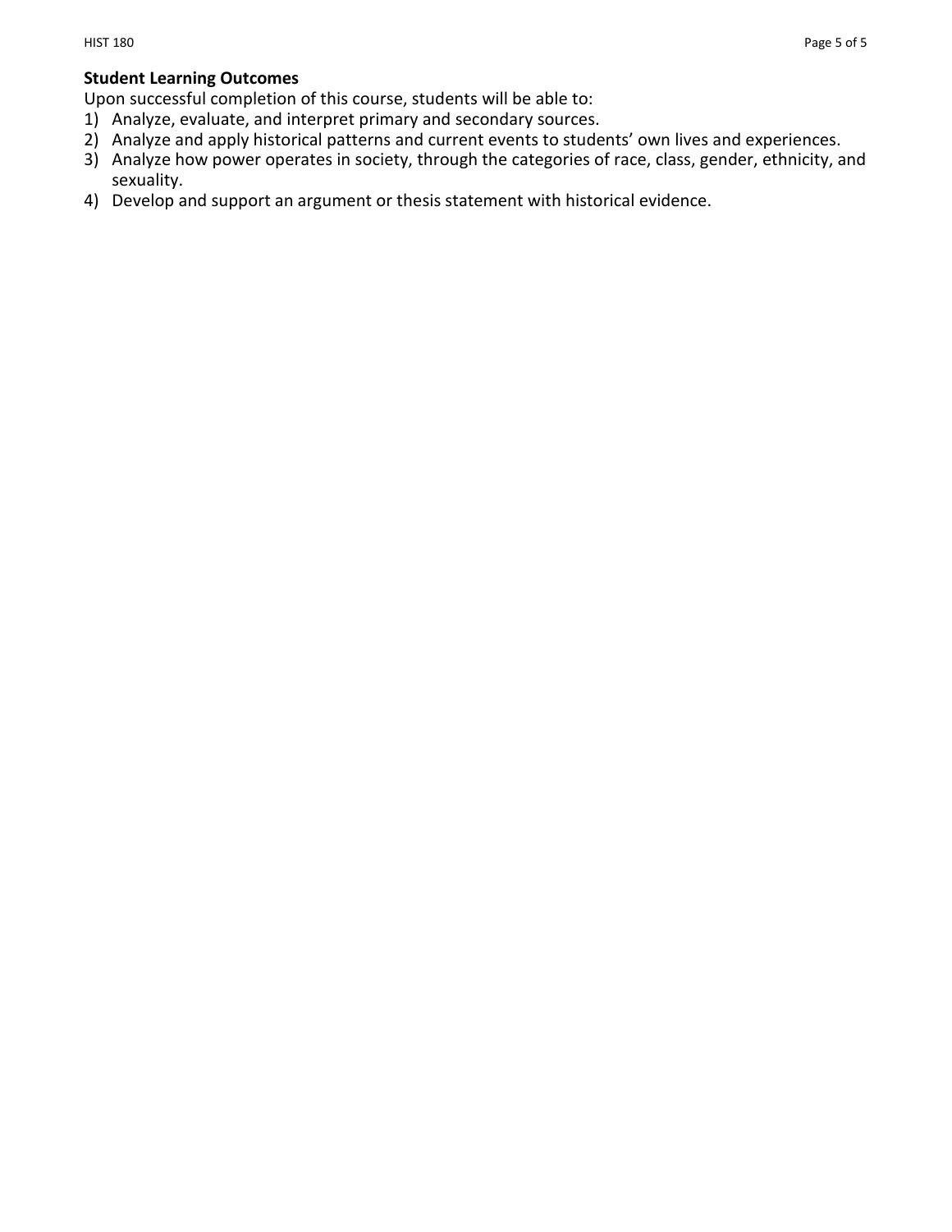**Student Learning Outcomes**

Upon successful completion of this course, students will be able to:

1) Analyze, evaluate, and interpret primary and secondary sources.
2) Analyze and apply historical patterns and current events to students' own lives and experiences.
3) Analyze how power operates in society, through the categories of race, class, gender, ethnicity, and sexuality.
4) Develop and support an argument or thesis statement with historical evidence.